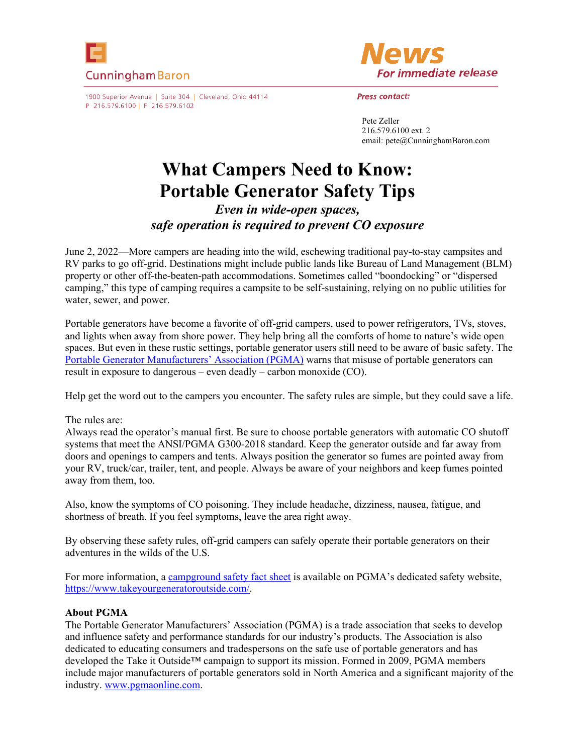CunninghamBaron

1900 Superior Avenue | Suite 304 | Cleveland, Ohio 44114
P 216.579.6100 | F 216.579.6102

**News**
*For immediate release*

*Press contact:*

Pete Zeller
216.579.6100 ext. 2
email: pete@CunninghamBaron.com

# What Campers Need to Know: Portable Generator Safety Tips

### *Even in wide-open spaces, safe operation is required to prevent CO exposure*

June 2, 2022—More campers are heading into the wild, eschewing traditional pay-to-stay campsites and RV parks to go off-grid. Destinations might include public lands like Bureau of Land Management (BLM) property or other off-the-beaten-path accommodations. Sometimes called "boondocking" or "dispersed camping," this type of camping requires a campsite to be self-sustaining, relying on no public utilities for water, sewer, and power.

Portable generators have become a favorite of off-grid campers, used to power refrigerators, TVs, stoves, and lights when away from shore power. They help bring all the comforts of home to nature's wide open spaces. But even in these rustic settings, portable generator users still need to be aware of basic safety. The Portable Generator Manufacturers' Association (PGMA) warns that misuse of portable generators can result in exposure to dangerous – even deadly – carbon monoxide (CO).

Help get the word out to the campers you encounter. The safety rules are simple, but they could save a life.

The rules are:
Always read the operator's manual first. Be sure to choose portable generators with automatic CO shutoff systems that meet the ANSI/PGMA G300-2018 standard. Keep the generator outside and far away from doors and openings to campers and tents. Always position the generator so fumes are pointed away from your RV, truck/car, trailer, tent, and people. Always be aware of your neighbors and keep fumes pointed away from them, too.

Also, know the symptoms of CO poisoning. They include headache, dizziness, nausea, fatigue, and shortness of breath. If you feel symptoms, leave the area right away.

By observing these safety rules, off-grid campers can safely operate their portable generators on their adventures in the wilds of the U.S.

For more information, a campground safety fact sheet is available on PGMA's dedicated safety website, https://www.takeyourgeneratoroutside.com/.

**About PGMA**
The Portable Generator Manufacturers' Association (PGMA) is a trade association that seeks to develop and influence safety and performance standards for our industry's products. The Association is also dedicated to educating consumers and tradespersons on the safe use of portable generators and has developed the Take it Outside™ campaign to support its mission. Formed in 2009, PGMA members include major manufacturers of portable generators sold in North America and a significant majority of the industry. www.pgmaonline.com.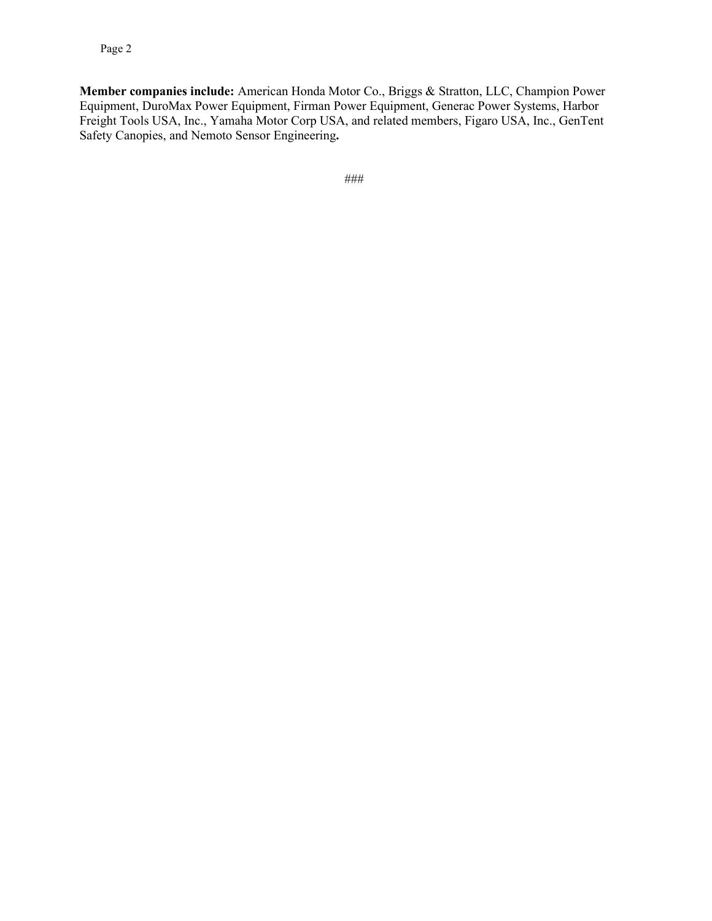**Member companies include:** American Honda Motor Co., Briggs & Stratton, LLC, Champion Power Equipment, DuroMax Power Equipment, Firman Power Equipment, Generac Power Systems, Harbor Freight Tools USA, Inc., Yamaha Motor Corp USA, and related members, Figaro USA, Inc., GenTent Safety Canopies, and Nemoto Sensor Engineering**.**

###